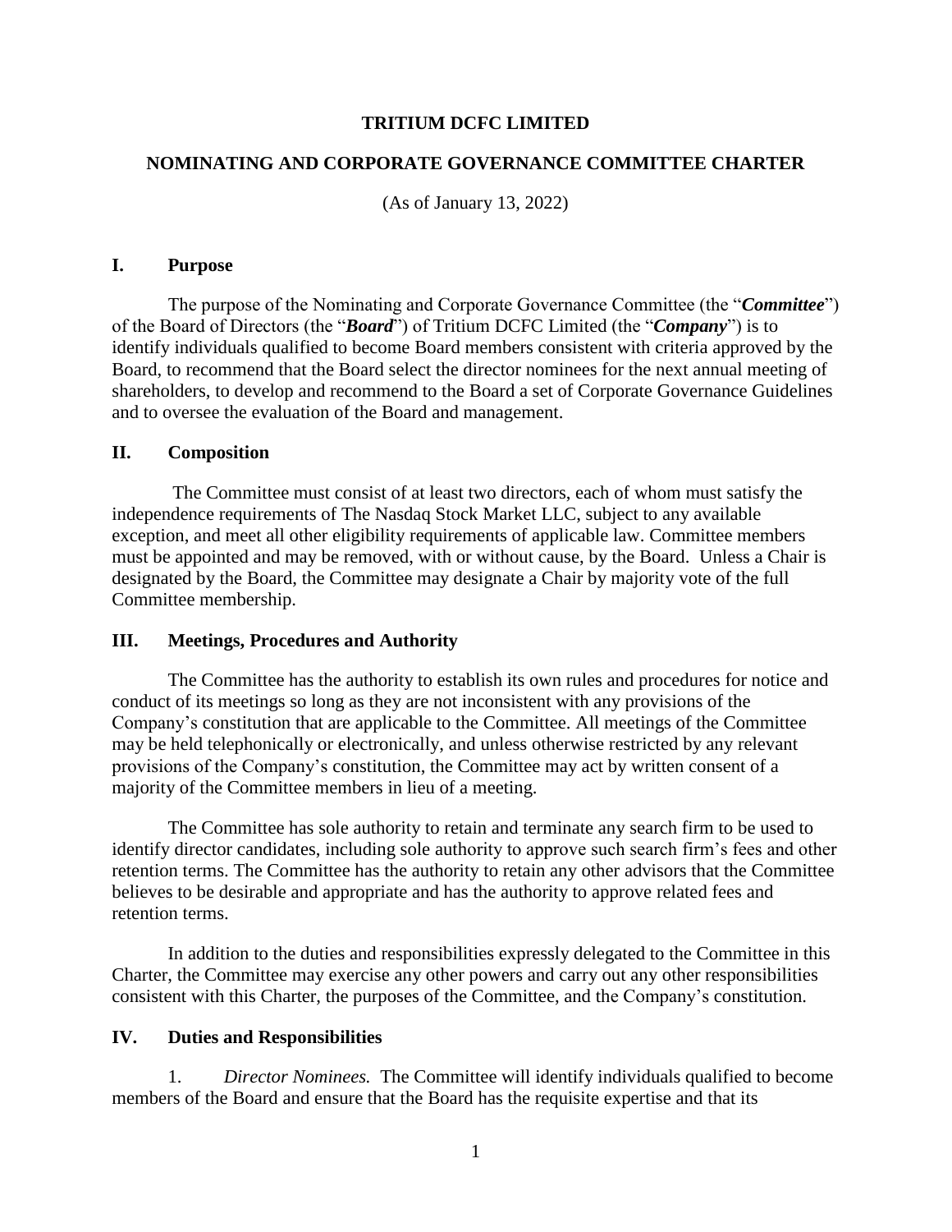# TRITIUM DCFC LIMITED

## NOMINATING AND CORPORATE GOVERNANCE COMMITTEE CHARTER

(As of January 13, 2022)

### I. Purpose

The purpose of the Nominating and Corporate Governance Committee (the "***Committee***") of the Board of Directors (the "***Board***") of Tritium DCFC Limited (the "***Company***") is to identify individuals qualified to become Board members consistent with criteria approved by the Board, to recommend that the Board select the director nominees for the next annual meeting of shareholders, to develop and recommend to the Board a set of Corporate Governance Guidelines and to oversee the evaluation of the Board and management.

### II. Composition

The Committee must consist of at least two directors, each of whom must satisfy the independence requirements of The Nasdaq Stock Market LLC, subject to any available exception, and meet all other eligibility requirements of applicable law. Committee members must be appointed and may be removed, with or without cause, by the Board. Unless a Chair is designated by the Board, the Committee may designate a Chair by majority vote of the full Committee membership.

### III. Meetings, Procedures and Authority

The Committee has the authority to establish its own rules and procedures for notice and conduct of its meetings so long as they are not inconsistent with any provisions of the Company's constitution that are applicable to the Committee. All meetings of the Committee may be held telephonically or electronically, and unless otherwise restricted by any relevant provisions of the Company's constitution, the Committee may act by written consent of a majority of the Committee members in lieu of a meeting.

The Committee has sole authority to retain and terminate any search firm to be used to identify director candidates, including sole authority to approve such search firm's fees and other retention terms. The Committee has the authority to retain any other advisors that the Committee believes to be desirable and appropriate and has the authority to approve related fees and retention terms.

In addition to the duties and responsibilities expressly delegated to the Committee in this Charter, the Committee may exercise any other powers and carry out any other responsibilities consistent with this Charter, the purposes of the Committee, and the Company's constitution.

### IV. Duties and Responsibilities

1. *Director Nominees.* The Committee will identify individuals qualified to become members of the Board and ensure that the Board has the requisite expertise and that its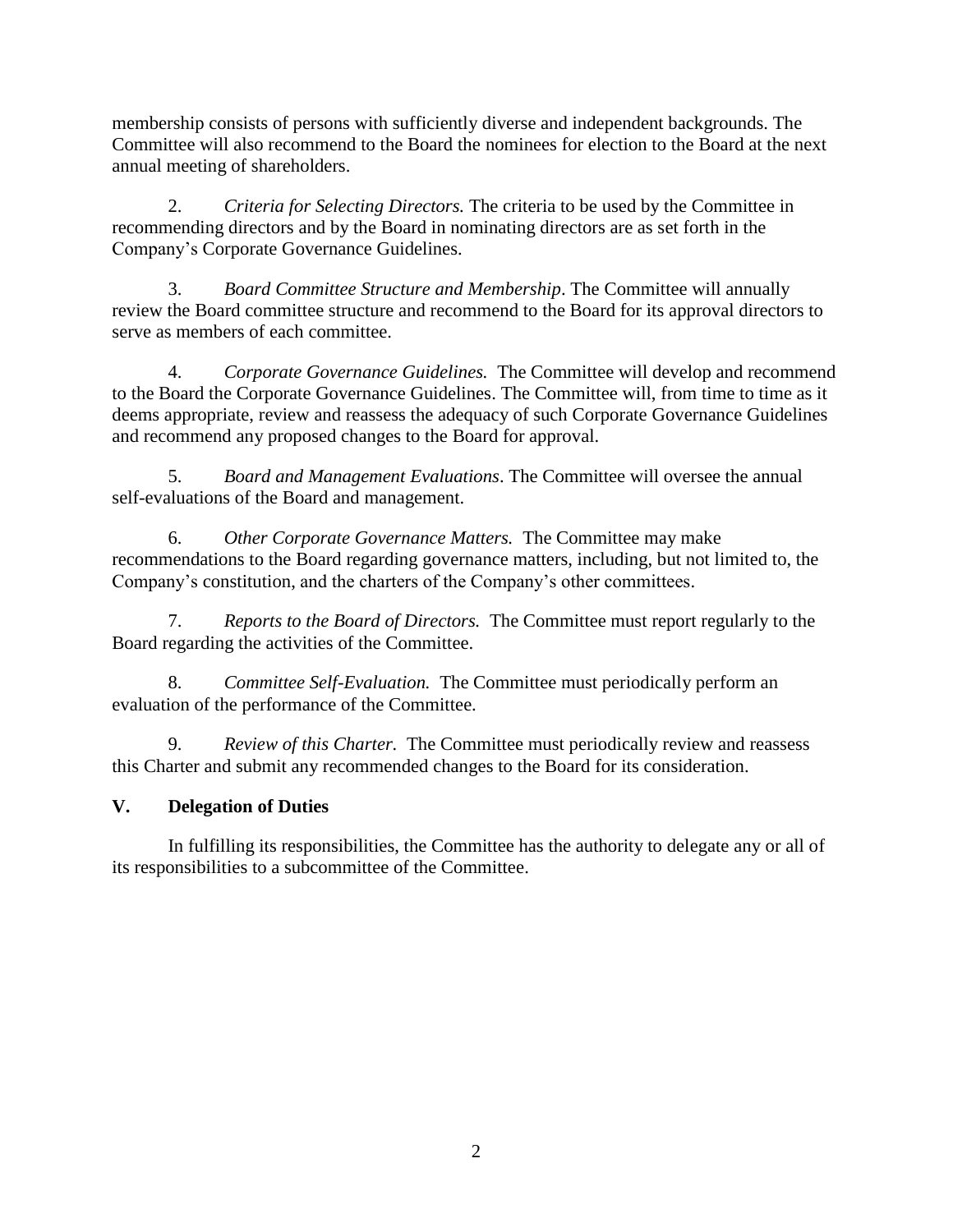membership consists of persons with sufficiently diverse and independent backgrounds. The Committee will also recommend to the Board the nominees for election to the Board at the next annual meeting of shareholders.

2. *Criteria for Selecting Directors.* The criteria to be used by the Committee in recommending directors and by the Board in nominating directors are as set forth in the Company's Corporate Governance Guidelines.

3. *Board Committee Structure and Membership*. The Committee will annually review the Board committee structure and recommend to the Board for its approval directors to serve as members of each committee.

4. *Corporate Governance Guidelines.* The Committee will develop and recommend to the Board the Corporate Governance Guidelines. The Committee will, from time to time as it deems appropriate, review and reassess the adequacy of such Corporate Governance Guidelines and recommend any proposed changes to the Board for approval.

5. *Board and Management Evaluations*. The Committee will oversee the annual self-evaluations of the Board and management.

6. *Other Corporate Governance Matters.* The Committee may make recommendations to the Board regarding governance matters, including, but not limited to, the Company's constitution, and the charters of the Company's other committees.

7. *Reports to the Board of Directors.* The Committee must report regularly to the Board regarding the activities of the Committee.

8. *Committee Self-Evaluation.* The Committee must periodically perform an evaluation of the performance of the Committee.

9. *Review of this Charter.* The Committee must periodically review and reassess this Charter and submit any recommended changes to the Board for its consideration.

## V. Delegation of Duties

In fulfilling its responsibilities, the Committee has the authority to delegate any or all of its responsibilities to a subcommittee of the Committee.